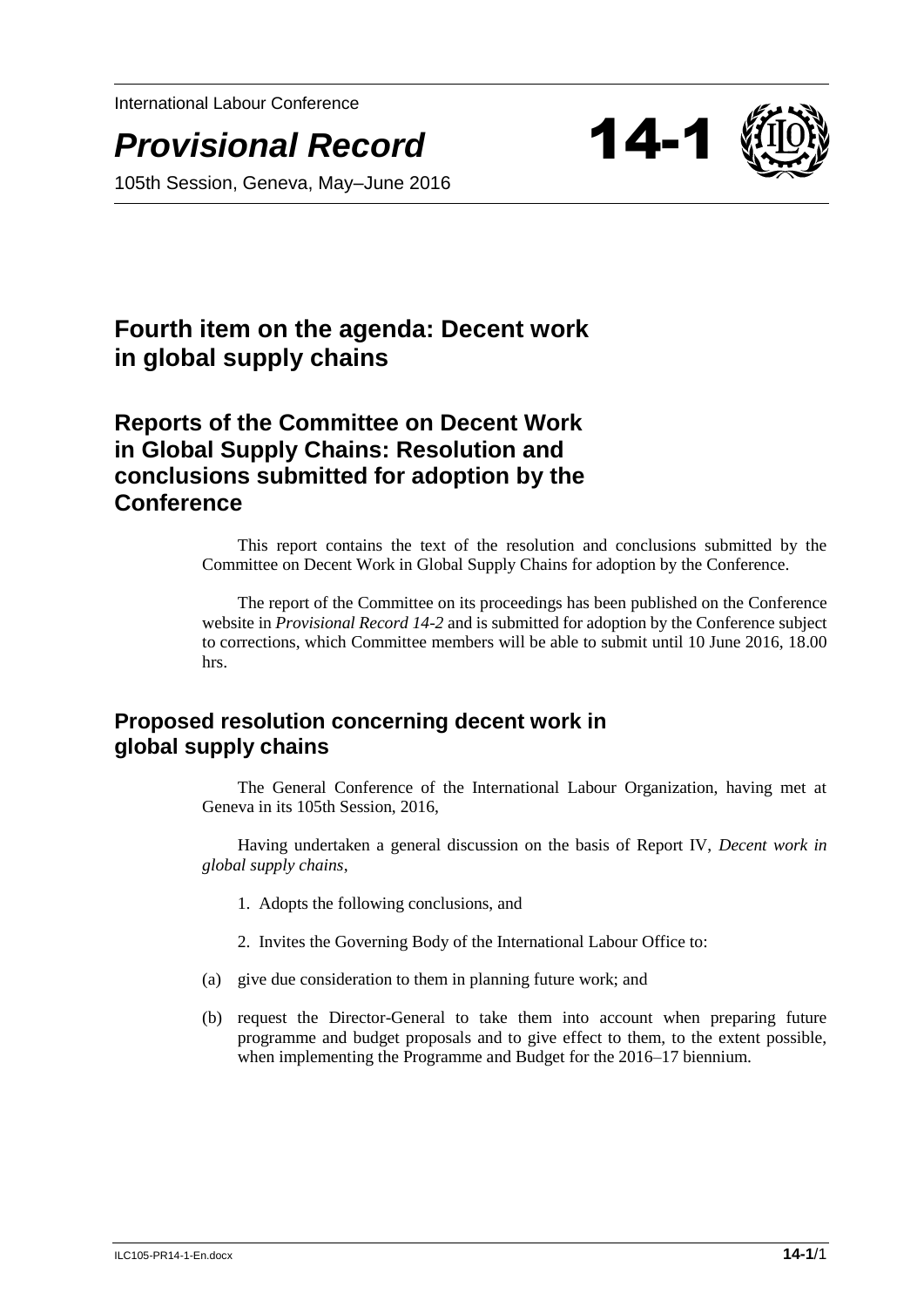International Labour Conference

# *Provisional Record* 14-1

105th Session, Geneva, May–June 2016

## Fourth item on the agenda: Decent work in global supply chains

## Reports of the Committee on Decent Work in Global Supply Chains: Resolution and conclusions submitted for adoption by the Conference

This report contains the text of the resolution and conclusions submitted by the Committee on Decent Work in Global Supply Chains for adoption by the Conference.

The report of the Committee on its proceedings has been published on the Conference website in *Provisional Record 14-2* and is submitted for adoption by the Conference subject to corrections, which Committee members will be able to submit until 10 June 2016, 18.00 hrs.

## Proposed resolution concerning decent work in global supply chains

The General Conference of the International Labour Organization, having met at Geneva in its 105th Session, 2016,

Having undertaken a general discussion on the basis of Report IV, *Decent work in global supply chains*,

1. Adopts the following conclusions, and

2. Invites the Governing Body of the International Labour Office to:

(a) give due consideration to them in planning future work; and

(b) request the Director-General to take them into account when preparing future programme and budget proposals and to give effect to them, to the extent possible, when implementing the Programme and Budget for the 2016–17 biennium.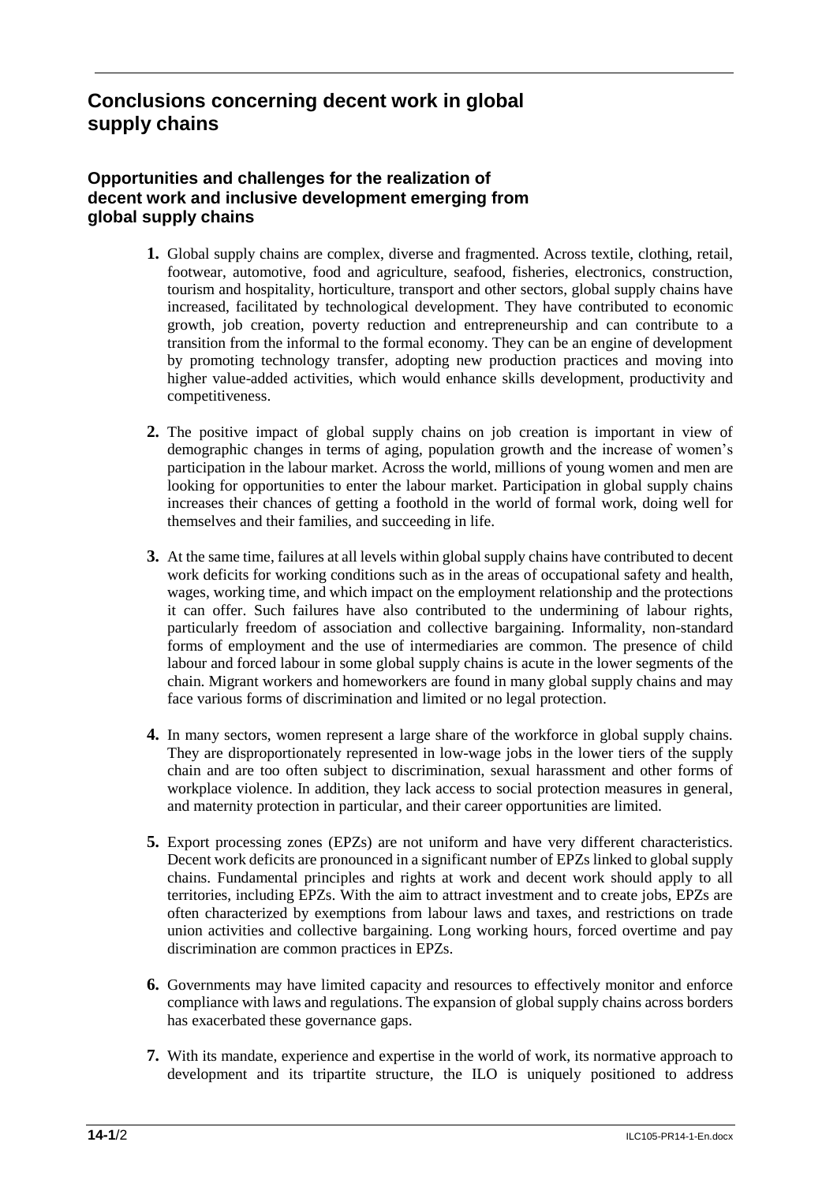# Conclusions concerning decent work in global supply chains

## Opportunities and challenges for the realization of decent work and inclusive development emerging from global supply chains

**1.** Global supply chains are complex, diverse and fragmented. Across textile, clothing, retail, footwear, automotive, food and agriculture, seafood, fisheries, electronics, construction, tourism and hospitality, horticulture, transport and other sectors, global supply chains have increased, facilitated by technological development. They have contributed to economic growth, job creation, poverty reduction and entrepreneurship and can contribute to a transition from the informal to the formal economy. They can be an engine of development by promoting technology transfer, adopting new production practices and moving into higher value-added activities, which would enhance skills development, productivity and competitiveness.

**2.** The positive impact of global supply chains on job creation is important in view of demographic changes in terms of aging, population growth and the increase of women's participation in the labour market. Across the world, millions of young women and men are looking for opportunities to enter the labour market. Participation in global supply chains increases their chances of getting a foothold in the world of formal work, doing well for themselves and their families, and succeeding in life.

**3.** At the same time, failures at all levels within global supply chains have contributed to decent work deficits for working conditions such as in the areas of occupational safety and health, wages, working time, and which impact on the employment relationship and the protections it can offer. Such failures have also contributed to the undermining of labour rights, particularly freedom of association and collective bargaining. Informality, non-standard forms of employment and the use of intermediaries are common. The presence of child labour and forced labour in some global supply chains is acute in the lower segments of the chain. Migrant workers and homeworkers are found in many global supply chains and may face various forms of discrimination and limited or no legal protection.

**4.** In many sectors, women represent a large share of the workforce in global supply chains. They are disproportionately represented in low-wage jobs in the lower tiers of the supply chain and are too often subject to discrimination, sexual harassment and other forms of workplace violence. In addition, they lack access to social protection measures in general, and maternity protection in particular, and their career opportunities are limited.

**5.** Export processing zones (EPZs) are not uniform and have very different characteristics. Decent work deficits are pronounced in a significant number of EPZs linked to global supply chains. Fundamental principles and rights at work and decent work should apply to all territories, including EPZs. With the aim to attract investment and to create jobs, EPZs are often characterized by exemptions from labour laws and taxes, and restrictions on trade union activities and collective bargaining. Long working hours, forced overtime and pay discrimination are common practices in EPZs.

**6.** Governments may have limited capacity and resources to effectively monitor and enforce compliance with laws and regulations. The expansion of global supply chains across borders has exacerbated these governance gaps.

**7.** With its mandate, experience and expertise in the world of work, its normative approach to development and its tripartite structure, the ILO is uniquely positioned to address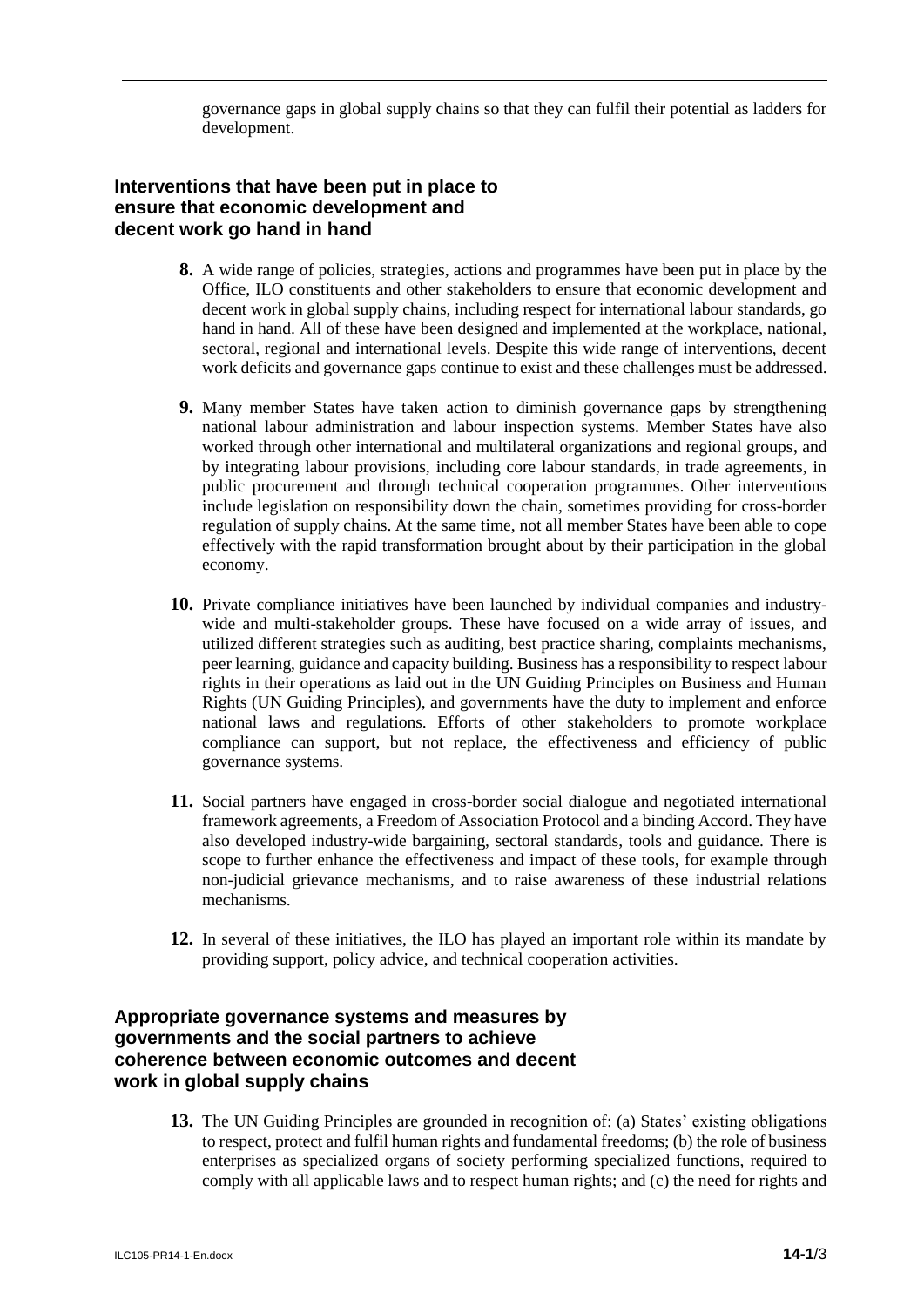governance gaps in global supply chains so that they can fulfil their potential as ladders for development.

## Interventions that have been put in place to ensure that economic development and decent work go hand in hand

**8.** A wide range of policies, strategies, actions and programmes have been put in place by the Office, ILO constituents and other stakeholders to ensure that economic development and decent work in global supply chains, including respect for international labour standards, go hand in hand. All of these have been designed and implemented at the workplace, national, sectoral, regional and international levels. Despite this wide range of interventions, decent work deficits and governance gaps continue to exist and these challenges must be addressed.

**9.** Many member States have taken action to diminish governance gaps by strengthening national labour administration and labour inspection systems. Member States have also worked through other international and multilateral organizations and regional groups, and by integrating labour provisions, including core labour standards, in trade agreements, in public procurement and through technical cooperation programmes. Other interventions include legislation on responsibility down the chain, sometimes providing for cross-border regulation of supply chains. At the same time, not all member States have been able to cope effectively with the rapid transformation brought about by their participation in the global economy.

**10.** Private compliance initiatives have been launched by individual companies and industry-wide and multi-stakeholder groups. These have focused on a wide array of issues, and utilized different strategies such as auditing, best practice sharing, complaints mechanisms, peer learning, guidance and capacity building. Business has a responsibility to respect labour rights in their operations as laid out in the UN Guiding Principles on Business and Human Rights (UN Guiding Principles), and governments have the duty to implement and enforce national laws and regulations. Efforts of other stakeholders to promote workplace compliance can support, but not replace, the effectiveness and efficiency of public governance systems.

**11.** Social partners have engaged in cross-border social dialogue and negotiated international framework agreements, a Freedom of Association Protocol and a binding Accord. They have also developed industry-wide bargaining, sectoral standards, tools and guidance. There is scope to further enhance the effectiveness and impact of these tools, for example through non-judicial grievance mechanisms, and to raise awareness of these industrial relations mechanisms.

**12.** In several of these initiatives, the ILO has played an important role within its mandate by providing support, policy advice, and technical cooperation activities.

## Appropriate governance systems and measures by governments and the social partners to achieve coherence between economic outcomes and decent work in global supply chains

**13.** The UN Guiding Principles are grounded in recognition of: (a) States' existing obligations to respect, protect and fulfil human rights and fundamental freedoms; (b) the role of business enterprises as specialized organs of society performing specialized functions, required to comply with all applicable laws and to respect human rights; and (c) the need for rights and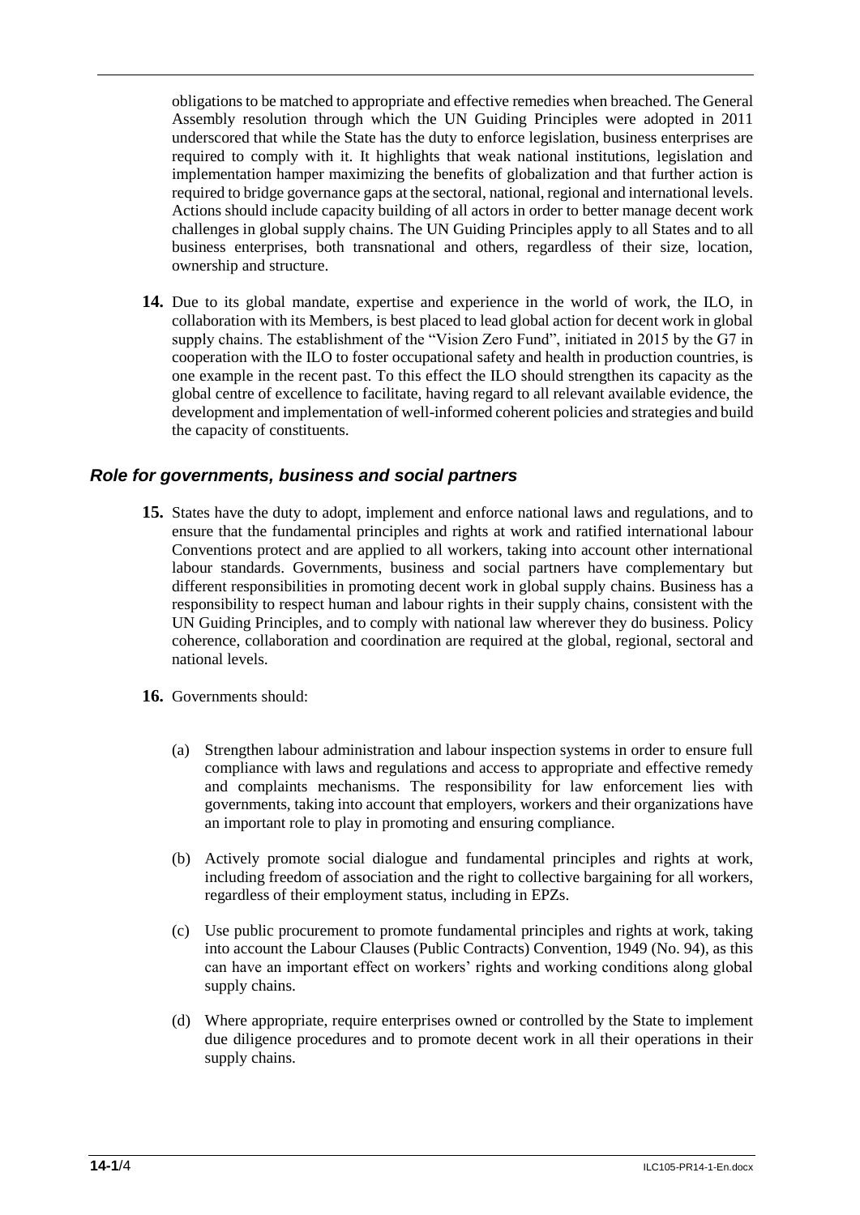obligations to be matched to appropriate and effective remedies when breached. The General Assembly resolution through which the UN Guiding Principles were adopted in 2011 underscored that while the State has the duty to enforce legislation, business enterprises are required to comply with it. It highlights that weak national institutions, legislation and implementation hamper maximizing the benefits of globalization and that further action is required to bridge governance gaps at the sectoral, national, regional and international levels. Actions should include capacity building of all actors in order to better manage decent work challenges in global supply chains. The UN Guiding Principles apply to all States and to all business enterprises, both transnational and others, regardless of their size, location, ownership and structure.

**14.** Due to its global mandate, expertise and experience in the world of work, the ILO, in collaboration with its Members, is best placed to lead global action for decent work in global supply chains. The establishment of the "Vision Zero Fund", initiated in 2015 by the G7 in cooperation with the ILO to foster occupational safety and health in production countries, is one example in the recent past. To this effect the ILO should strengthen its capacity as the global centre of excellence to facilitate, having regard to all relevant available evidence, the development and implementation of well-informed coherent policies and strategies and build the capacity of constituents.

### *Role for governments, business and social partners*

**15.** States have the duty to adopt, implement and enforce national laws and regulations, and to ensure that the fundamental principles and rights at work and ratified international labour Conventions protect and are applied to all workers, taking into account other international labour standards. Governments, business and social partners have complementary but different responsibilities in promoting decent work in global supply chains. Business has a responsibility to respect human and labour rights in their supply chains, consistent with the UN Guiding Principles, and to comply with national law wherever they do business. Policy coherence, collaboration and coordination are required at the global, regional, sectoral and national levels.

**16.** Governments should:

(a) Strengthen labour administration and labour inspection systems in order to ensure full compliance with laws and regulations and access to appropriate and effective remedy and complaints mechanisms. The responsibility for law enforcement lies with governments, taking into account that employers, workers and their organizations have an important role to play in promoting and ensuring compliance.

(b) Actively promote social dialogue and fundamental principles and rights at work, including freedom of association and the right to collective bargaining for all workers, regardless of their employment status, including in EPZs.

(c) Use public procurement to promote fundamental principles and rights at work, taking into account the Labour Clauses (Public Contracts) Convention, 1949 (No. 94), as this can have an important effect on workers' rights and working conditions along global supply chains.

(d) Where appropriate, require enterprises owned or controlled by the State to implement due diligence procedures and to promote decent work in all their operations in their supply chains.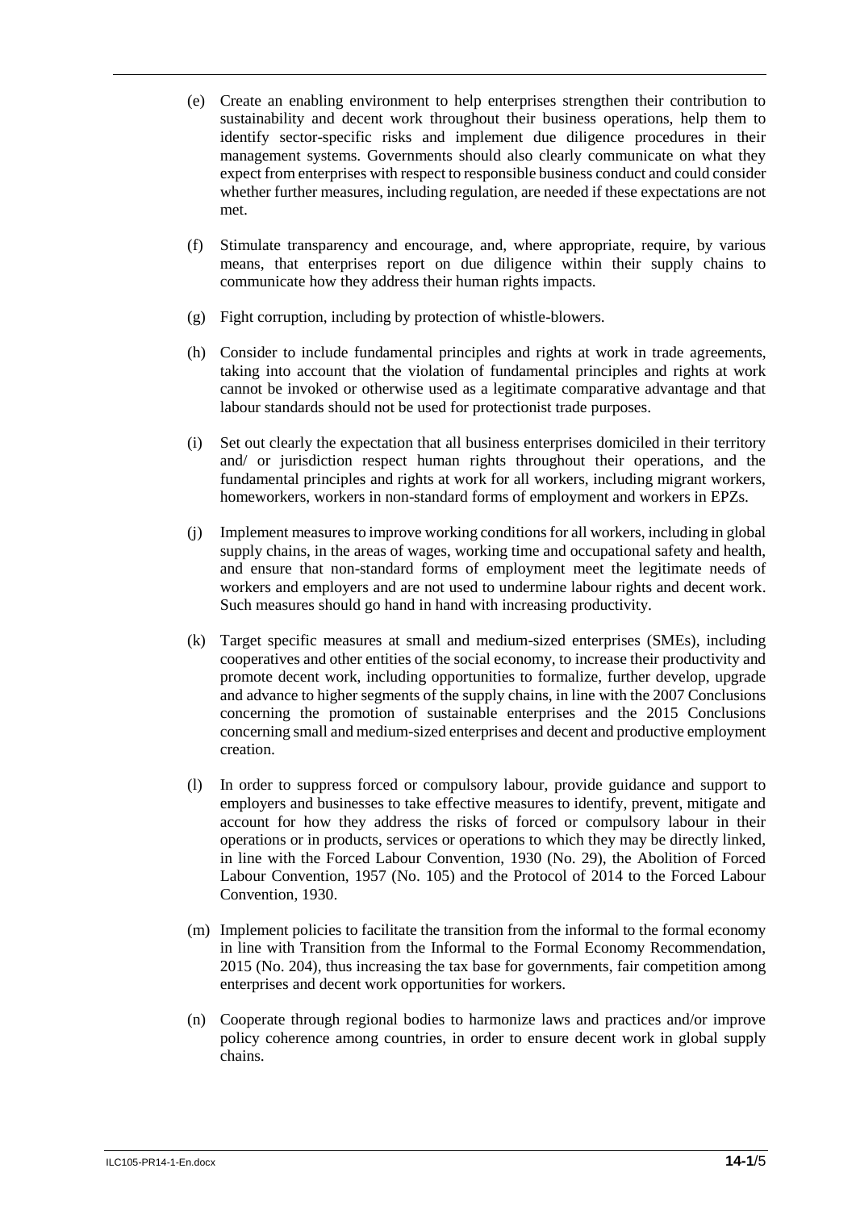(e) Create an enabling environment to help enterprises strengthen their contribution to sustainability and decent work throughout their business operations, help them to identify sector-specific risks and implement due diligence procedures in their management systems. Governments should also clearly communicate on what they expect from enterprises with respect to responsible business conduct and could consider whether further measures, including regulation, are needed if these expectations are not met.

(f) Stimulate transparency and encourage, and, where appropriate, require, by various means, that enterprises report on due diligence within their supply chains to communicate how they address their human rights impacts.

(g) Fight corruption, including by protection of whistle-blowers.

(h) Consider to include fundamental principles and rights at work in trade agreements, taking into account that the violation of fundamental principles and rights at work cannot be invoked or otherwise used as a legitimate comparative advantage and that labour standards should not be used for protectionist trade purposes.

(i) Set out clearly the expectation that all business enterprises domiciled in their territory and/ or jurisdiction respect human rights throughout their operations, and the fundamental principles and rights at work for all workers, including migrant workers, homeworkers, workers in non-standard forms of employment and workers in EPZs.

(j) Implement measures to improve working conditions for all workers, including in global supply chains, in the areas of wages, working time and occupational safety and health, and ensure that non-standard forms of employment meet the legitimate needs of workers and employers and are not used to undermine labour rights and decent work. Such measures should go hand in hand with increasing productivity.

(k) Target specific measures at small and medium-sized enterprises (SMEs), including cooperatives and other entities of the social economy, to increase their productivity and promote decent work, including opportunities to formalize, further develop, upgrade and advance to higher segments of the supply chains, in line with the 2007 Conclusions concerning the promotion of sustainable enterprises and the 2015 Conclusions concerning small and medium-sized enterprises and decent and productive employment creation.

(l) In order to suppress forced or compulsory labour, provide guidance and support to employers and businesses to take effective measures to identify, prevent, mitigate and account for how they address the risks of forced or compulsory labour in their operations or in products, services or operations to which they may be directly linked, in line with the Forced Labour Convention, 1930 (No. 29), the Abolition of Forced Labour Convention, 1957 (No. 105) and the Protocol of 2014 to the Forced Labour Convention, 1930.

(m) Implement policies to facilitate the transition from the informal to the formal economy in line with Transition from the Informal to the Formal Economy Recommendation, 2015 (No. 204), thus increasing the tax base for governments, fair competition among enterprises and decent work opportunities for workers.

(n) Cooperate through regional bodies to harmonize laws and practices and/or improve policy coherence among countries, in order to ensure decent work in global supply chains.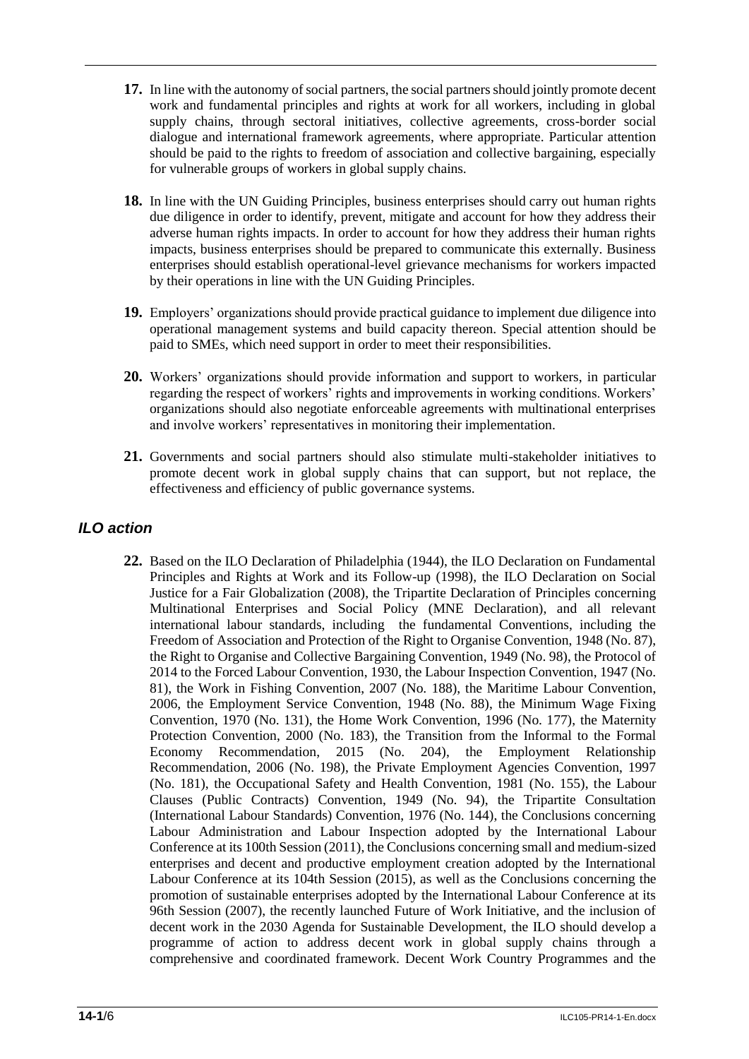**17.** In line with the autonomy of social partners, the social partners should jointly promote decent work and fundamental principles and rights at work for all workers, including in global supply chains, through sectoral initiatives, collective agreements, cross-border social dialogue and international framework agreements, where appropriate. Particular attention should be paid to the rights to freedom of association and collective bargaining, especially for vulnerable groups of workers in global supply chains.

**18.** In line with the UN Guiding Principles, business enterprises should carry out human rights due diligence in order to identify, prevent, mitigate and account for how they address their adverse human rights impacts. In order to account for how they address their human rights impacts, business enterprises should be prepared to communicate this externally. Business enterprises should establish operational-level grievance mechanisms for workers impacted by their operations in line with the UN Guiding Principles.

**19.** Employers' organizations should provide practical guidance to implement due diligence into operational management systems and build capacity thereon. Special attention should be paid to SMEs, which need support in order to meet their responsibilities.

**20.** Workers' organizations should provide information and support to workers, in particular regarding the respect of workers' rights and improvements in working conditions. Workers' organizations should also negotiate enforceable agreements with multinational enterprises and involve workers' representatives in monitoring their implementation.

**21.** Governments and social partners should also stimulate multi-stakeholder initiatives to promote decent work in global supply chains that can support, but not replace, the effectiveness and efficiency of public governance systems.

## *ILO action*

**22.** Based on the ILO Declaration of Philadelphia (1944), the ILO Declaration on Fundamental Principles and Rights at Work and its Follow-up (1998), the ILO Declaration on Social Justice for a Fair Globalization (2008), the Tripartite Declaration of Principles concerning Multinational Enterprises and Social Policy (MNE Declaration), and all relevant international labour standards, including the fundamental Conventions, including the Freedom of Association and Protection of the Right to Organise Convention, 1948 (No. 87), the Right to Organise and Collective Bargaining Convention, 1949 (No. 98), the Protocol of 2014 to the Forced Labour Convention, 1930, the Labour Inspection Convention, 1947 (No. 81), the Work in Fishing Convention, 2007 (No. 188), the Maritime Labour Convention, 2006, the Employment Service Convention, 1948 (No. 88), the Minimum Wage Fixing Convention, 1970 (No. 131), the Home Work Convention, 1996 (No. 177), the Maternity Protection Convention, 2000 (No. 183), the Transition from the Informal to the Formal Economy Recommendation, 2015 (No. 204), the Employment Relationship Recommendation, 2006 (No. 198), the Private Employment Agencies Convention, 1997 (No. 181), the Occupational Safety and Health Convention, 1981 (No. 155), the Labour Clauses (Public Contracts) Convention, 1949 (No. 94), the Tripartite Consultation (International Labour Standards) Convention, 1976 (No. 144), the Conclusions concerning Labour Administration and Labour Inspection adopted by the International Labour Conference at its 100th Session (2011), the Conclusions concerning small and medium-sized enterprises and decent and productive employment creation adopted by the International Labour Conference at its 104th Session (2015), as well as the Conclusions concerning the promotion of sustainable enterprises adopted by the International Labour Conference at its 96th Session (2007), the recently launched Future of Work Initiative, and the inclusion of decent work in the 2030 Agenda for Sustainable Development, the ILO should develop a programme of action to address decent work in global supply chains through a comprehensive and coordinated framework. Decent Work Country Programmes and the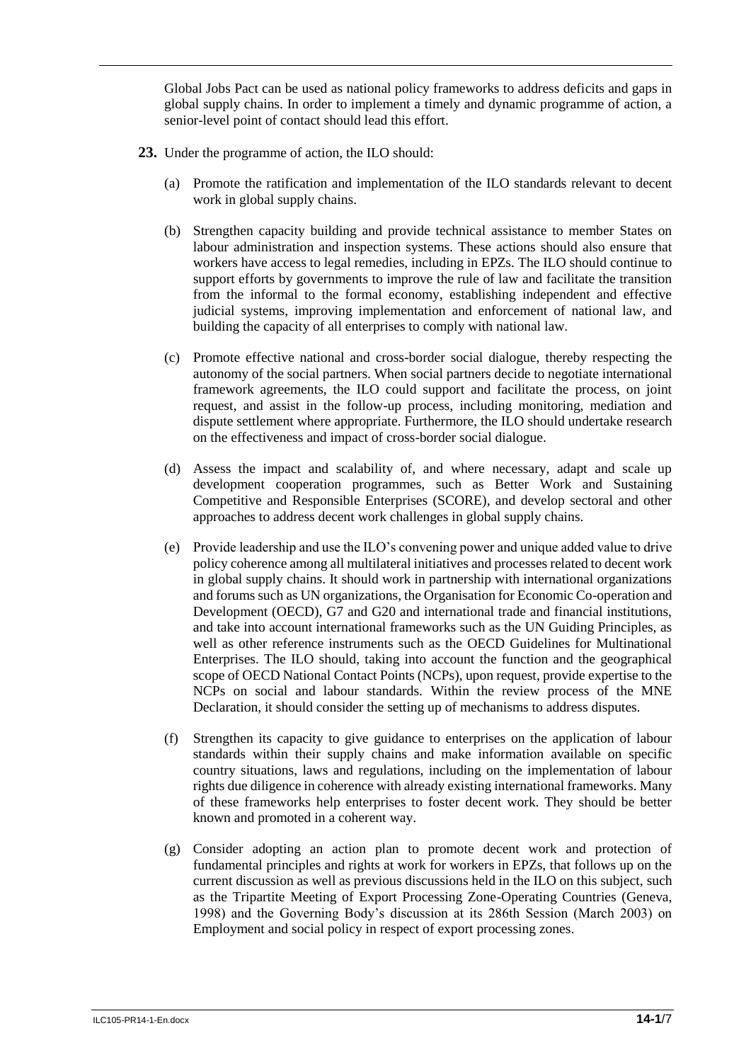Global Jobs Pact can be used as national policy frameworks to address deficits and gaps in global supply chains. In order to implement a timely and dynamic programme of action, a senior-level point of contact should lead this effort.

**23.** Under the programme of action, the ILO should:

(a) Promote the ratification and implementation of the ILO standards relevant to decent work in global supply chains.

(b) Strengthen capacity building and provide technical assistance to member States on labour administration and inspection systems. These actions should also ensure that workers have access to legal remedies, including in EPZs. The ILO should continue to support efforts by governments to improve the rule of law and facilitate the transition from the informal to the formal economy, establishing independent and effective judicial systems, improving implementation and enforcement of national law, and building the capacity of all enterprises to comply with national law.

(c) Promote effective national and cross-border social dialogue, thereby respecting the autonomy of the social partners. When social partners decide to negotiate international framework agreements, the ILO could support and facilitate the process, on joint request, and assist in the follow-up process, including monitoring, mediation and dispute settlement where appropriate. Furthermore, the ILO should undertake research on the effectiveness and impact of cross-border social dialogue.

(d) Assess the impact and scalability of, and where necessary, adapt and scale up development cooperation programmes, such as Better Work and Sustaining Competitive and Responsible Enterprises (SCORE), and develop sectoral and other approaches to address decent work challenges in global supply chains.

(e) Provide leadership and use the ILO's convening power and unique added value to drive policy coherence among all multilateral initiatives and processes related to decent work in global supply chains. It should work in partnership with international organizations and forums such as UN organizations, the Organisation for Economic Co-operation and Development (OECD), G7 and G20 and international trade and financial institutions, and take into account international frameworks such as the UN Guiding Principles, as well as other reference instruments such as the OECD Guidelines for Multinational Enterprises. The ILO should, taking into account the function and the geographical scope of OECD National Contact Points (NCPs), upon request, provide expertise to the NCPs on social and labour standards. Within the review process of the MNE Declaration, it should consider the setting up of mechanisms to address disputes.

(f) Strengthen its capacity to give guidance to enterprises on the application of labour standards within their supply chains and make information available on specific country situations, laws and regulations, including on the implementation of labour rights due diligence in coherence with already existing international frameworks. Many of these frameworks help enterprises to foster decent work. They should be better known and promoted in a coherent way.

(g) Consider adopting an action plan to promote decent work and protection of fundamental principles and rights at work for workers in EPZs, that follows up on the current discussion as well as previous discussions held in the ILO on this subject, such as the Tripartite Meeting of Export Processing Zone-Operating Countries (Geneva, 1998) and the Governing Body's discussion at its 286th Session (March 2003) on Employment and social policy in respect of export processing zones.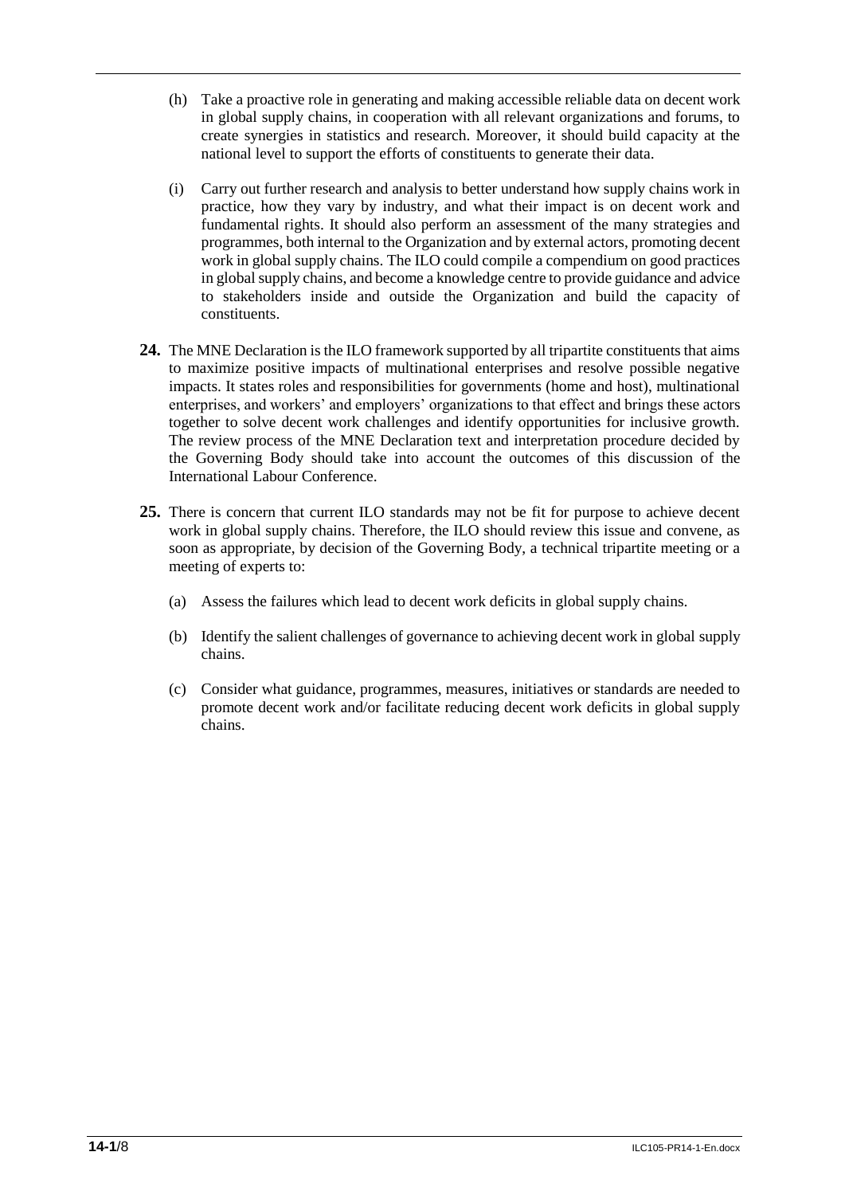(h) Take a proactive role in generating and making accessible reliable data on decent work in global supply chains, in cooperation with all relevant organizations and forums, to create synergies in statistics and research. Moreover, it should build capacity at the national level to support the efforts of constituents to generate their data.

(i) Carry out further research and analysis to better understand how supply chains work in practice, how they vary by industry, and what their impact is on decent work and fundamental rights. It should also perform an assessment of the many strategies and programmes, both internal to the Organization and by external actors, promoting decent work in global supply chains. The ILO could compile a compendium on good practices in global supply chains, and become a knowledge centre to provide guidance and advice to stakeholders inside and outside the Organization and build the capacity of constituents.

**24.** The MNE Declaration is the ILO framework supported by all tripartite constituents that aims to maximize positive impacts of multinational enterprises and resolve possible negative impacts. It states roles and responsibilities for governments (home and host), multinational enterprises, and workers' and employers' organizations to that effect and brings these actors together to solve decent work challenges and identify opportunities for inclusive growth. The review process of the MNE Declaration text and interpretation procedure decided by the Governing Body should take into account the outcomes of this discussion of the International Labour Conference.

**25.** There is concern that current ILO standards may not be fit for purpose to achieve decent work in global supply chains. Therefore, the ILO should review this issue and convene, as soon as appropriate, by decision of the Governing Body, a technical tripartite meeting or a meeting of experts to:

(a) Assess the failures which lead to decent work deficits in global supply chains.

(b) Identify the salient challenges of governance to achieving decent work in global supply chains.

(c) Consider what guidance, programmes, measures, initiatives or standards are needed to promote decent work and/or facilitate reducing decent work deficits in global supply chains.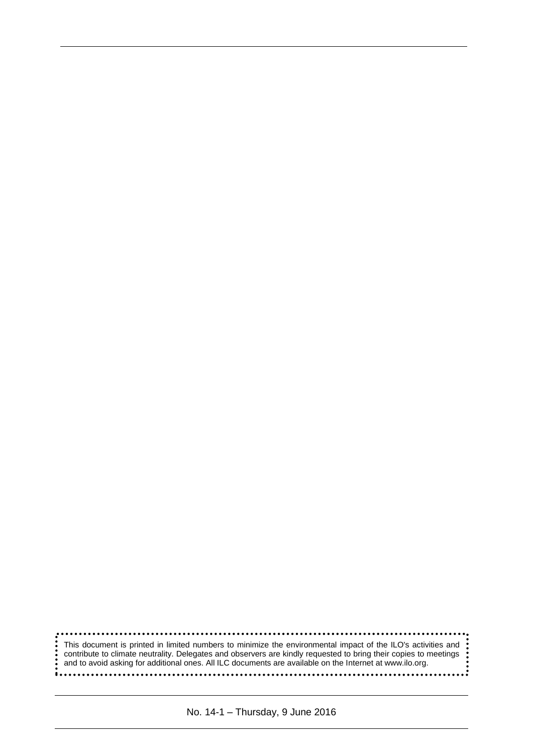This document is printed in limited numbers to minimize the environmental impact of the ILO's activities and contribute to climate neutrality. Delegates and observers are kindly requested to bring their copies to meetings and to avoid asking for additional ones. All ILC documents are available on the Internet at www.ilo.org.